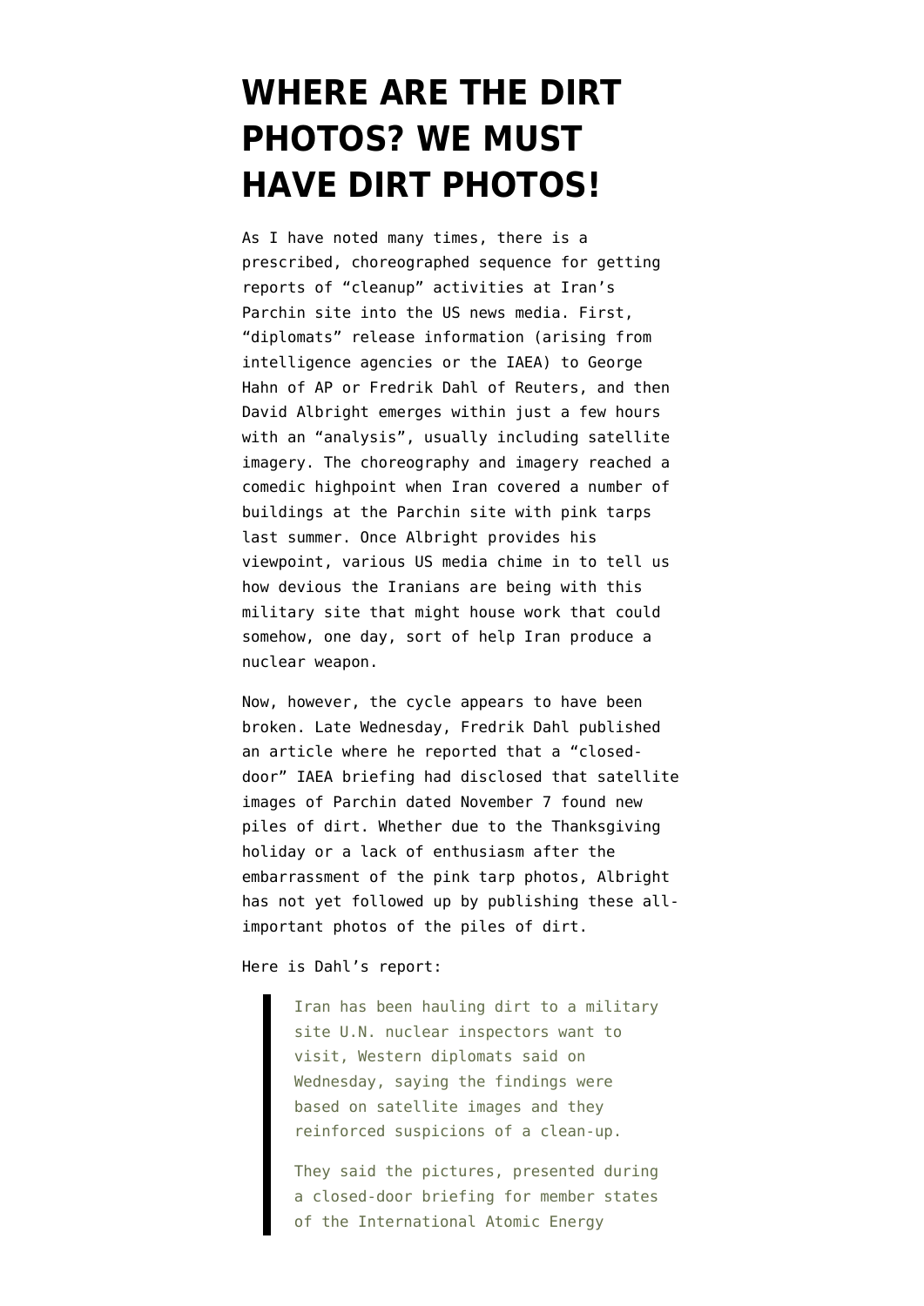# WHERE ARE THE DIRT PHOTOS? WE MUST HAVE DIRT PHOTOS!

As I have noted many times, there is a prescribed, choreographed sequence for getting reports of "cleanup" activities at Iran's Parchin site into the US news media. First, "diplomats" release information (arising from intelligence agencies or the IAEA) to George Hahn of AP or Fredrik Dahl of Reuters, and then David Albright emerges within just a few hours with an "analysis", usually including satellite imagery. The choreography and imagery reached a comedic highpoint when Iran covered a number of buildings at the Parchin site with pink tarps last summer. Once Albright provides his viewpoint, various US media chime in to tell us how devious the Iranians are being with this military site that might house work that could somehow, one day, sort of help Iran produce a nuclear weapon.

Now, however, the cycle appears to have been broken. Late Wednesday, Fredrik Dahl published an article where he reported that a "closed-door" IAEA briefing had disclosed that satellite images of Parchin dated November 7 found new piles of dirt. Whether due to the Thanksgiving holiday or a lack of enthusiasm after the embarrassment of the pink tarp photos, Albright has not yet followed up by publishing these all-important photos of the piles of dirt.

Here is Dahl's report:

> Iran has been hauling dirt to a military site U.N. nuclear inspectors want to visit, Western diplomats said on Wednesday, saying the findings were based on satellite images and they reinforced suspicions of a clean-up.
>
> They said the pictures, presented during a closed-door briefing for member states of the International Atomic Energy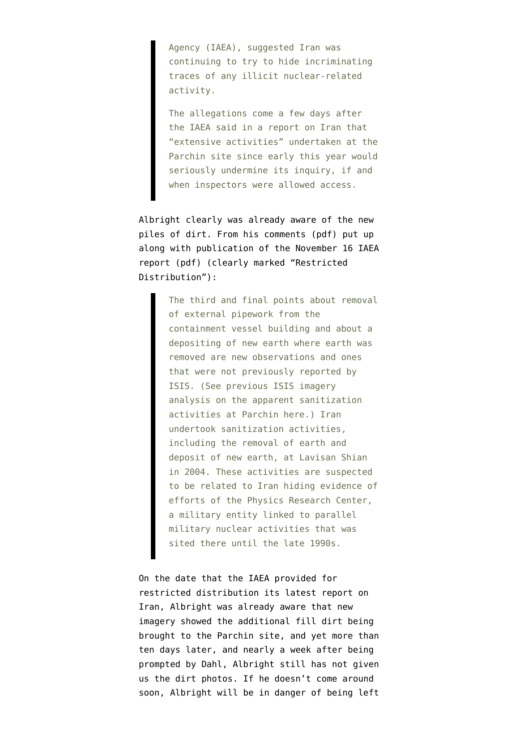> Agency (IAEA), suggested Iran was continuing to try to hide incriminating traces of any illicit nuclear-related activity.
>
> The allegations come a few days after the IAEA said in a report on Iran that "extensive activities" undertaken at the Parchin site since early this year would seriously undermine its inquiry, if and when inspectors were allowed access.

Albright clearly was already aware of the new piles of dirt. From his comments (pdf) put up along with publication of the November 16 IAEA report (pdf) (clearly marked "Restricted Distribution"):

> The third and final points about removal of external pipework from the containment vessel building and about a depositing of new earth where earth was removed are new observations and ones that were not previously reported by ISIS. (See previous ISIS imagery analysis on the apparent sanitization activities at Parchin here.) Iran undertook sanitization activities, including the removal of earth and deposit of new earth, at Lavisan Shian in 2004. These activities are suspected to be related to Iran hiding evidence of efforts of the Physics Research Center, a military entity linked to parallel military nuclear activities that was sited there until the late 1990s.

On the date that the IAEA provided for restricted distribution its latest report on Iran, Albright was already aware that new imagery showed the additional fill dirt being brought to the Parchin site, and yet more than ten days later, and nearly a week after being prompted by Dahl, Albright still has not given us the dirt photos. If he doesn't come around soon, Albright will be in danger of being left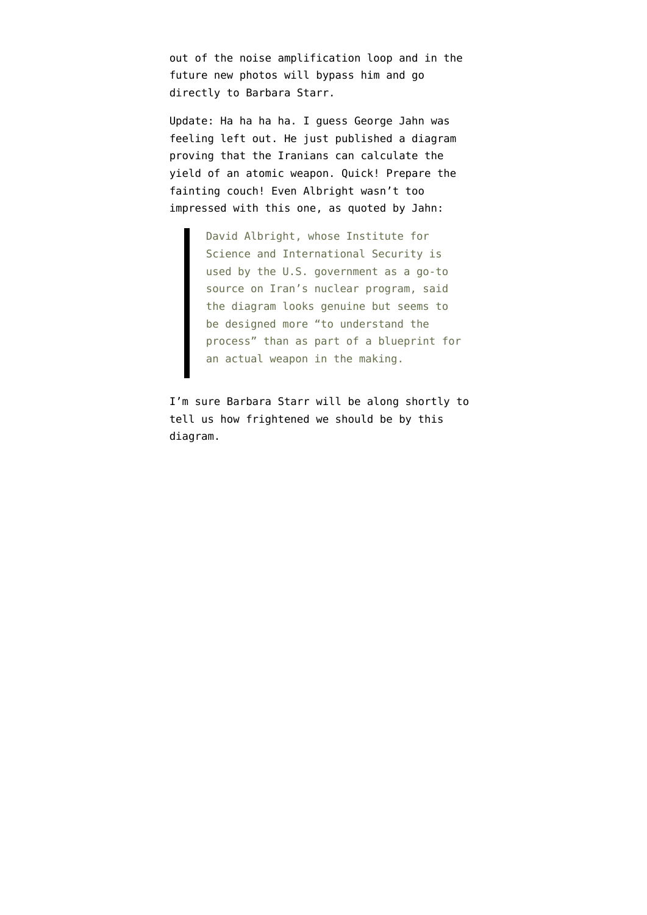out of the noise amplification loop and in the future new photos will bypass him and go directly to Barbara Starr.

Update: Ha ha ha ha. I guess George Jahn was feeling left out. He just published a diagram proving that the Iranians can calculate the yield of an atomic weapon. Quick! Prepare the fainting couch! Even Albright wasn't too impressed with this one, as quoted by Jahn:

> David Albright, whose Institute for Science and International Security is used by the U.S. government as a go-to source on Iran's nuclear program, said the diagram looks genuine but seems to be designed more "to understand the process" than as part of a blueprint for an actual weapon in the making.

I'm sure Barbara Starr will be along shortly to tell us how frightened we should be by this diagram.